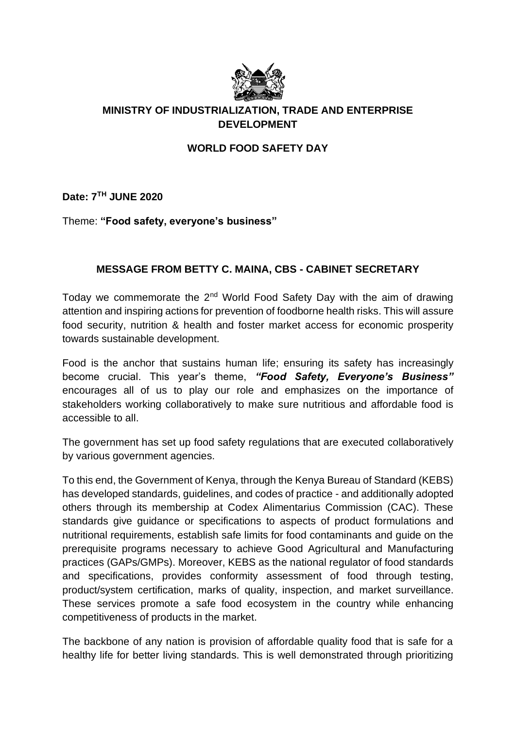# MINISTRY OF INDUSTRIALIZATION, TRADE AND ENTERPRISE DEVELOPMENT

## WORLD FOOD SAFETY DAY

**Date: 7TH JUNE 2020**

Theme: **"Food safety, everyone's business"**

### MESSAGE FROM BETTY C. MAINA, CBS - CABINET SECRETARY

Today we commemorate the 2nd World Food Safety Day with the aim of drawing attention and inspiring actions for prevention of foodborne health risks. This will assure food security, nutrition & health and foster market access for economic prosperity towards sustainable development.

Food is the anchor that sustains human life; ensuring its safety has increasingly become crucial. This year's theme, ***"Food Safety, Everyone's Business"*** encourages all of us to play our role and emphasizes on the importance of stakeholders working collaboratively to make sure nutritious and affordable food is accessible to all.

The government has set up food safety regulations that are executed collaboratively by various government agencies.

To this end, the Government of Kenya, through the Kenya Bureau of Standard (KEBS) has developed standards, guidelines, and codes of practice - and additionally adopted others through its membership at Codex Alimentarius Commission (CAC). These standards give guidance or specifications to aspects of product formulations and nutritional requirements, establish safe limits for food contaminants and guide on the prerequisite programs necessary to achieve Good Agricultural and Manufacturing practices (GAPs/GMPs). Moreover, KEBS as the national regulator of food standards and specifications, provides conformity assessment of food through testing, product/system certification, marks of quality, inspection, and market surveillance. These services promote a safe food ecosystem in the country while enhancing competitiveness of products in the market.

The backbone of any nation is provision of affordable quality food that is safe for a healthy life for better living standards. This is well demonstrated through prioritizing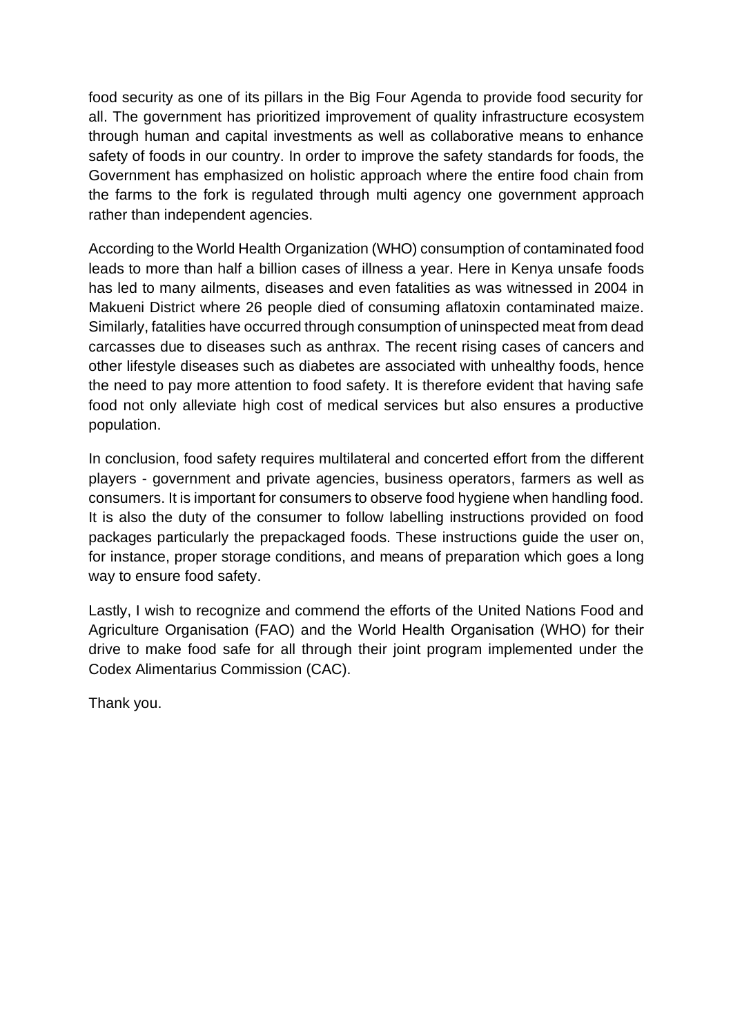food security as one of its pillars in the Big Four Agenda to provide food security for all. The government has prioritized improvement of quality infrastructure ecosystem through human and capital investments as well as collaborative means to enhance safety of foods in our country. In order to improve the safety standards for foods, the Government has emphasized on holistic approach where the entire food chain from the farms to the fork is regulated through multi agency one government approach rather than independent agencies.

According to the World Health Organization (WHO) consumption of contaminated food leads to more than half a billion cases of illness a year. Here in Kenya unsafe foods has led to many ailments, diseases and even fatalities as was witnessed in 2004 in Makueni District where 26 people died of consuming aflatoxin contaminated maize. Similarly, fatalities have occurred through consumption of uninspected meat from dead carcasses due to diseases such as anthrax. The recent rising cases of cancers and other lifestyle diseases such as diabetes are associated with unhealthy foods, hence the need to pay more attention to food safety. It is therefore evident that having safe food not only alleviate high cost of medical services but also ensures a productive population.

In conclusion, food safety requires multilateral and concerted effort from the different players - government and private agencies, business operators, farmers as well as consumers. It is important for consumers to observe food hygiene when handling food. It is also the duty of the consumer to follow labelling instructions provided on food packages particularly the prepackaged foods. These instructions guide the user on, for instance, proper storage conditions, and means of preparation which goes a long way to ensure food safety.

Lastly, I wish to recognize and commend the efforts of the United Nations Food and Agriculture Organisation (FAO) and the World Health Organisation (WHO) for their drive to make food safe for all through their joint program implemented under the Codex Alimentarius Commission (CAC).

Thank you.